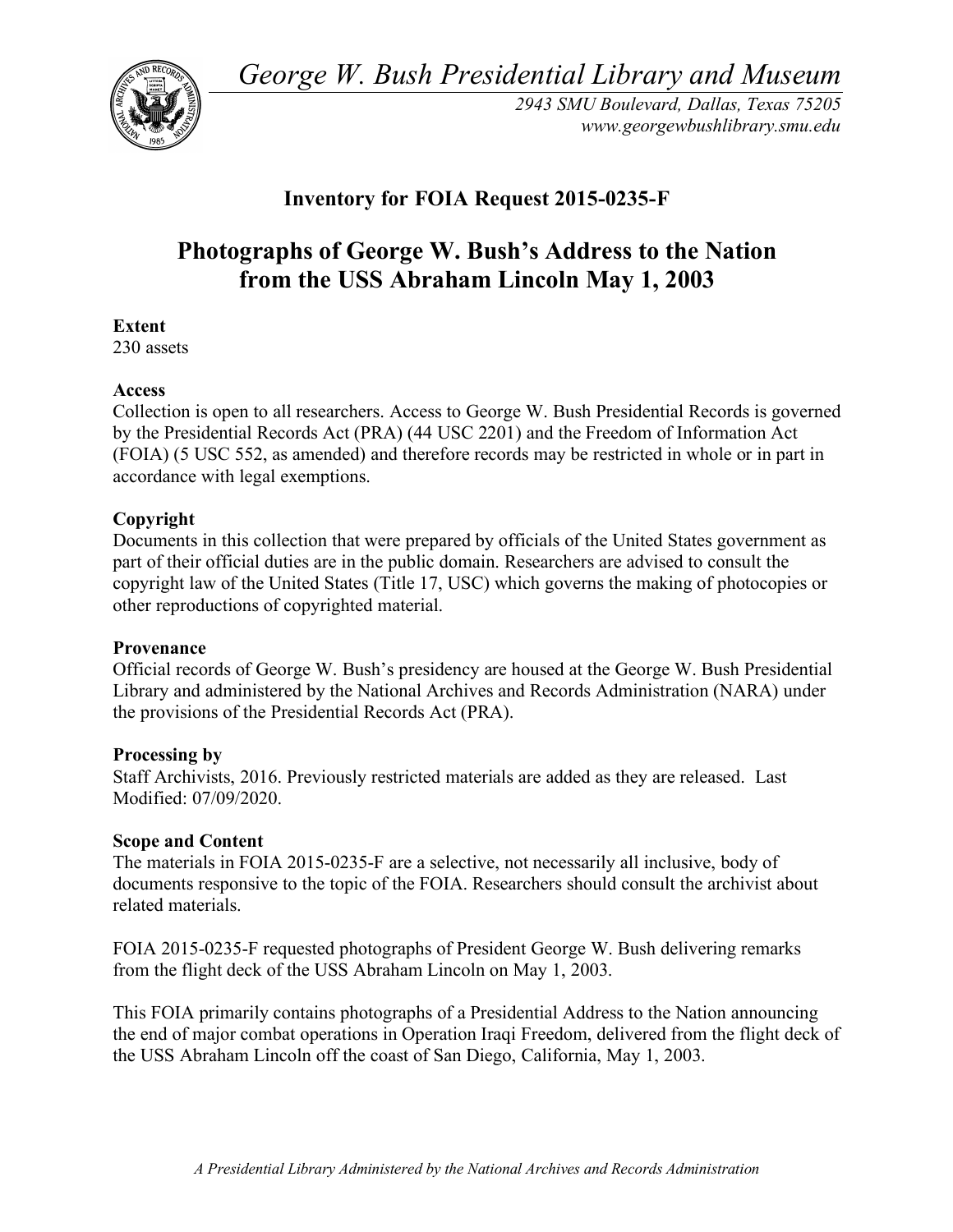*George W. Bush Presidential Library and Museum*

*2943 SMU Boulevard, Dallas, Texas 75205*
*www.georgewbushlibrary.smu.edu*

## Inventory for FOIA Request 2015-0235-F

# Photographs of George W. Bush's Address to the Nation from the USS Abraham Lincoln May 1, 2003

**Extent**
230 assets

**Access**
Collection is open to all researchers. Access to George W. Bush Presidential Records is governed by the Presidential Records Act (PRA) (44 USC 2201) and the Freedom of Information Act (FOIA) (5 USC 552, as amended) and therefore records may be restricted in whole or in part in accordance with legal exemptions.

**Copyright**
Documents in this collection that were prepared by officials of the United States government as part of their official duties are in the public domain. Researchers are advised to consult the copyright law of the United States (Title 17, USC) which governs the making of photocopies or other reproductions of copyrighted material.

**Provenance**
Official records of George W. Bush's presidency are housed at the George W. Bush Presidential Library and administered by the National Archives and Records Administration (NARA) under the provisions of the Presidential Records Act (PRA).

**Processing by**
Staff Archivists, 2016. Previously restricted materials are added as they are released. Last Modified: 07/09/2020.

**Scope and Content**
The materials in FOIA 2015-0235-F are a selective, not necessarily all inclusive, body of documents responsive to the topic of the FOIA. Researchers should consult the archivist about related materials.

FOIA 2015-0235-F requested photographs of President George W. Bush delivering remarks from the flight deck of the USS Abraham Lincoln on May 1, 2003.

This FOIA primarily contains photographs of a Presidential Address to the Nation announcing the end of major combat operations in Operation Iraqi Freedom, delivered from the flight deck of the USS Abraham Lincoln off the coast of San Diego, California, May 1, 2003.

*A Presidential Library Administered by the National Archives and Records Administration*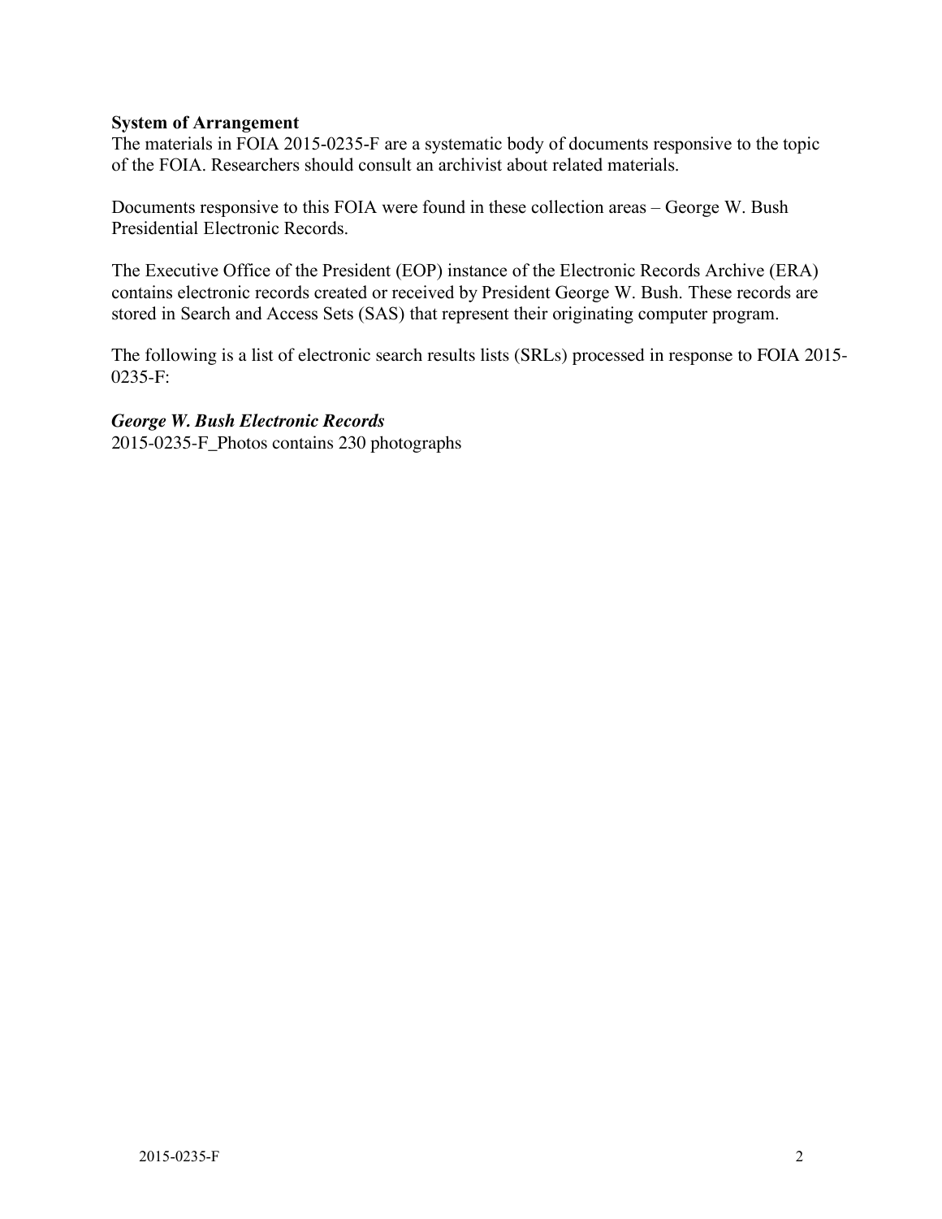**System of Arrangement**
The materials in FOIA 2015-0235-F are a systematic body of documents responsive to the topic of the FOIA. Researchers should consult an archivist about related materials.

Documents responsive to this FOIA were found in these collection areas – George W. Bush Presidential Electronic Records.

The Executive Office of the President (EOP) instance of the Electronic Records Archive (ERA) contains electronic records created or received by President George W. Bush. These records are stored in Search and Access Sets (SAS) that represent their originating computer program.

The following is a list of electronic search results lists (SRLs) processed in response to FOIA 2015-0235-F:

***George W. Bush Electronic Records***
2015-0235-F_Photos contains 230 photographs